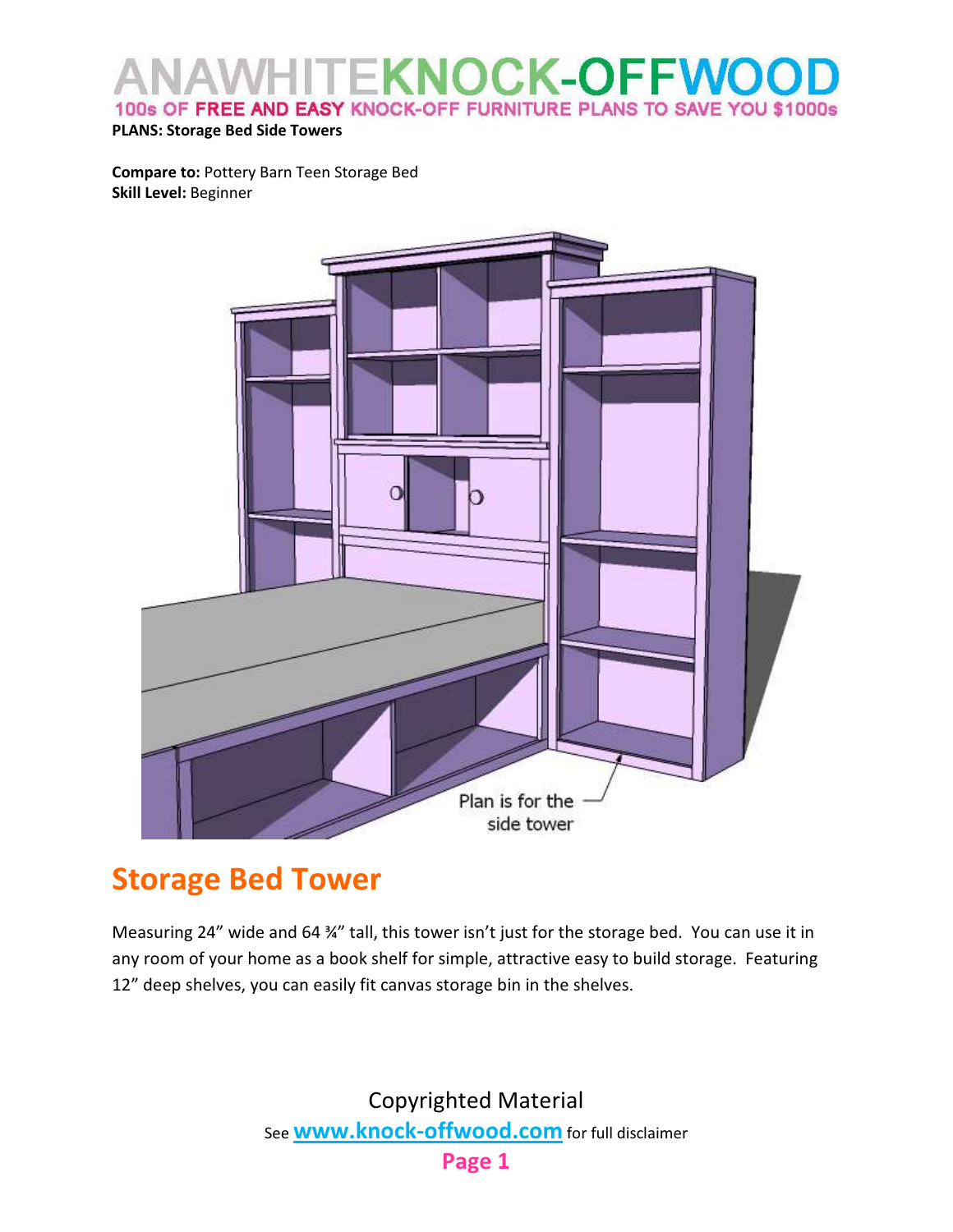**PLANS: Storage Bed Side Towers**

**Compare to:** Pottery Barn Teen Storage Bed
**Skill Level:** Beginner

Plan is for the side tower

## Storage Bed Tower

Measuring 24" wide and 64 ¾" tall, this tower isn't just for the storage bed. You can use it in any room of your home as a book shelf for simple, attractive easy to build storage. Featuring 12" deep shelves, you can easily fit canvas storage bin in the shelves.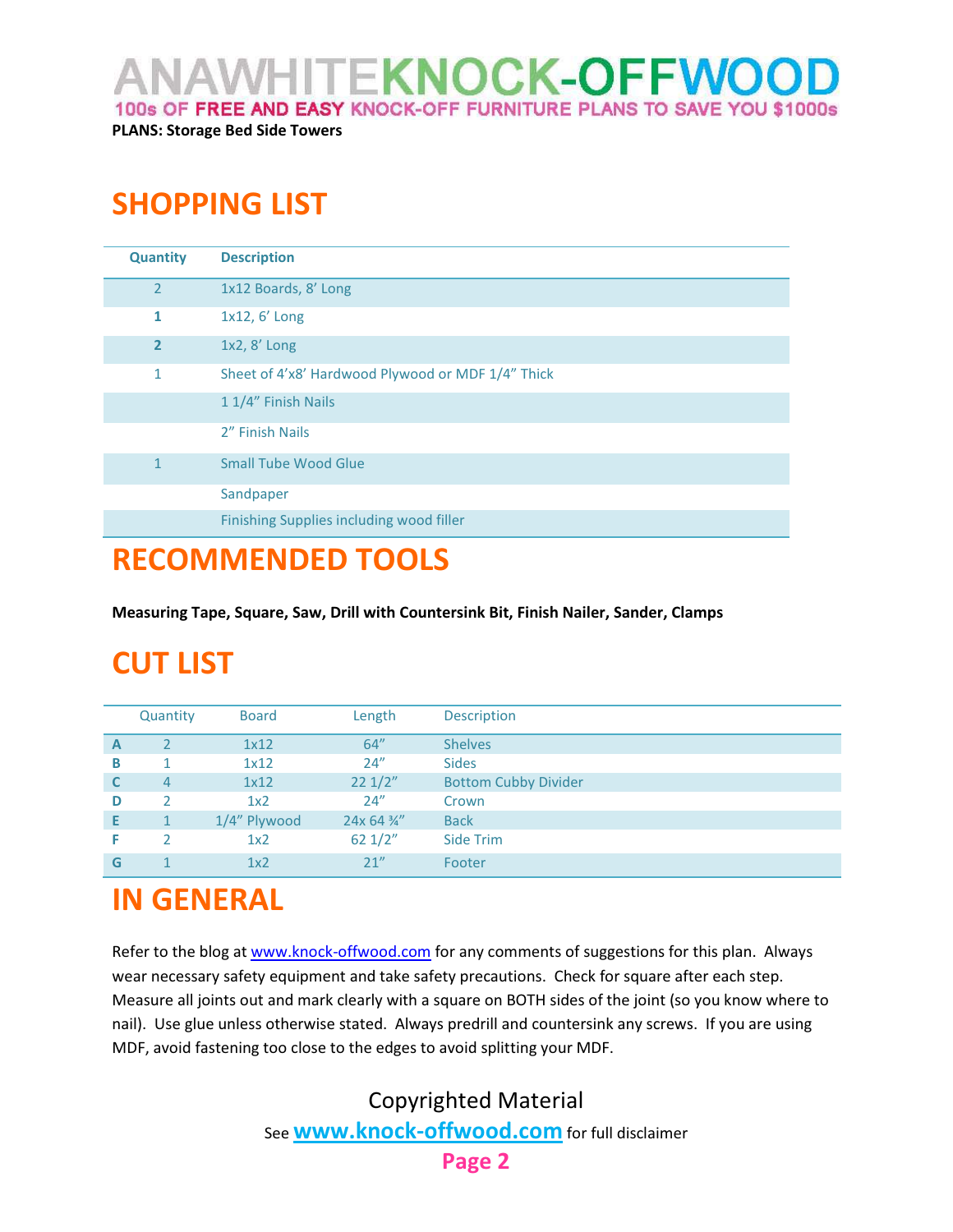PLANS: Storage Bed Side Towers

# SHOPPING LIST

| Quantity | Description |
|---|---|
| 2 | 1x12 Boards, 8' Long |
| 1 | 1x12, 6' Long |
| 2 | 1x2, 8' Long |
| 1 | Sheet of 4'x8' Hardwood Plywood or MDF 1/4" Thick |
| | 1 1/4" Finish Nails |
| | 2" Finish Nails |
| 1 | Small Tube Wood Glue |
| | Sandpaper |
| | Finishing Supplies including wood filler |

# RECOMMENDED TOOLS

**Measuring Tape, Square, Saw, Drill with Countersink Bit, Finish Nailer, Sander, Clamps**

# CUT LIST

| | Quantity | Board | Length | Description |
|---|---|---|---|---|
| A | 2 | 1x12 | 64" | Shelves |
| B | 1 | 1x12 | 24" | Sides |
| C | 4 | 1x12 | 22 1/2" | Bottom Cubby Divider |
| D | 2 | 1x2 | 24" | Crown |
| E | 1 | 1/4" Plywood | 24x 64 ¾" | Back |
| F | 2 | 1x2 | 62 1/2" | Side Trim |
| G | 1 | 1x2 | 21" | Footer |

# IN GENERAL

Refer to the blog at www.knock-offwood.com for any comments of suggestions for this plan. Always wear necessary safety equipment and take safety precautions. Check for square after each step. Measure all joints out and mark clearly with a square on BOTH sides of the joint (so you know where to nail). Use glue unless otherwise stated. Always predrill and countersink any screws. If you are using MDF, avoid fastening too close to the edges to avoid splitting your MDF.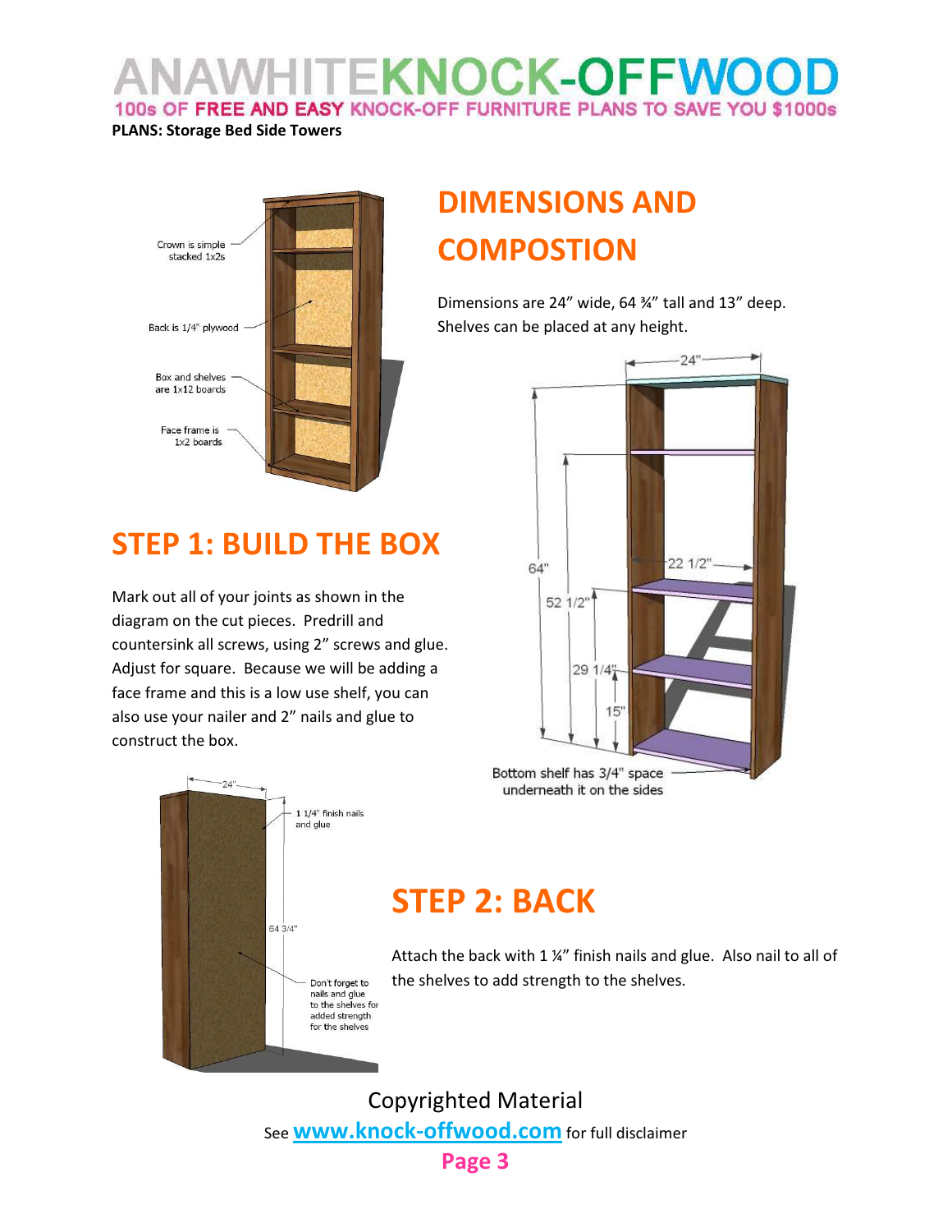PLANS: Storage Bed Side Towers

Crown is simple stacked 1x2s

Back is 1/4" plywood

Box and shelves are 1x12 boards

Face frame is 1x2 boards

## DIMENSIONS AND COMPOSTION

Dimensions are 24" wide, 64 ¾" tall and 13" deep. Shelves can be placed at any height.

24"

64"

52 1/2"

22 1/2"

29 1/4"

15"

Bottom shelf has 3/4" space underneath it on the sides

## STEP 1: BUILD THE BOX

Mark out all of your joints as shown in the diagram on the cut pieces. Predrill and countersink all screws, using 2" screws and glue. Adjust for square. Because we will be adding a face frame and this is a low use shelf, you can also use your nailer and 2" nails and glue to construct the box.

24"

1 1/4" finish nails and glue

64 3/4"

Don't forget to nails and glue to the shelves for added strength for the shelves

## STEP 2: BACK

Attach the back with 1 ¼" finish nails and glue. Also nail to all of the shelves to add strength to the shelves.

Copyrighted Material

See www.knock-offwood.com for full disclaimer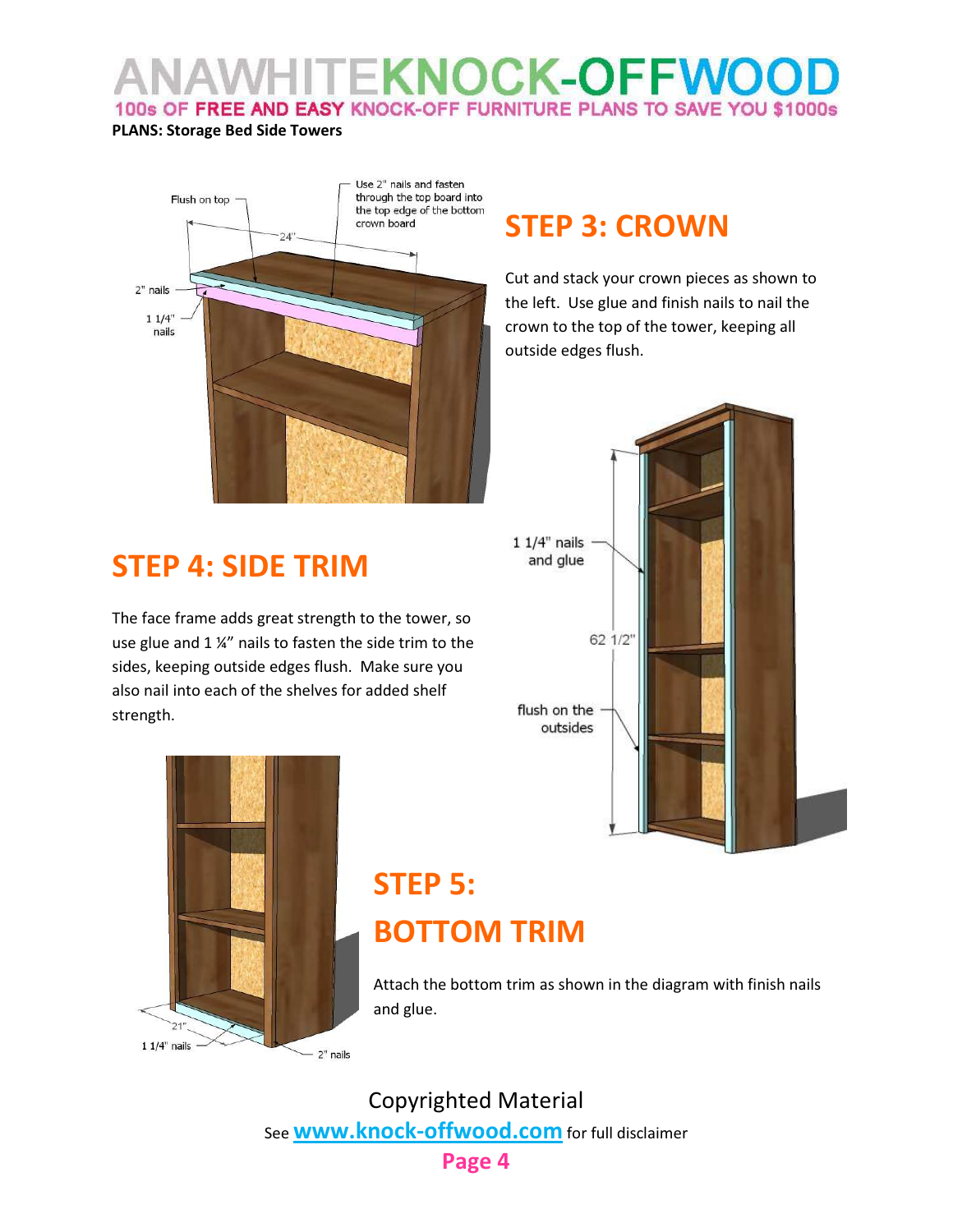## STEP 3: CROWN

Cut and stack your crown pieces as shown to the left. Use glue and finish nails to nail the crown to the top of the tower, keeping all outside edges flush.

Flush on top

Use 2" nails and fasten through the top board into the top edge of the bottom crown board

24"

2" nails

1 1/4" nails

## STEP 4: SIDE TRIM

The face frame adds great strength to the tower, so use glue and 1 ¼" nails to fasten the side trim to the sides, keeping outside edges flush. Make sure you also nail into each of the shelves for added shelf strength.

1 1/4" nails and glue

62 1/2"

flush on the outsides

## STEP 5: BOTTOM TRIM

Attach the bottom trim as shown in the diagram with finish nails and glue.

21"

1 1/4" nails

2" nails

Copyrighted Material

See www.knock-offwood.com for full disclaimer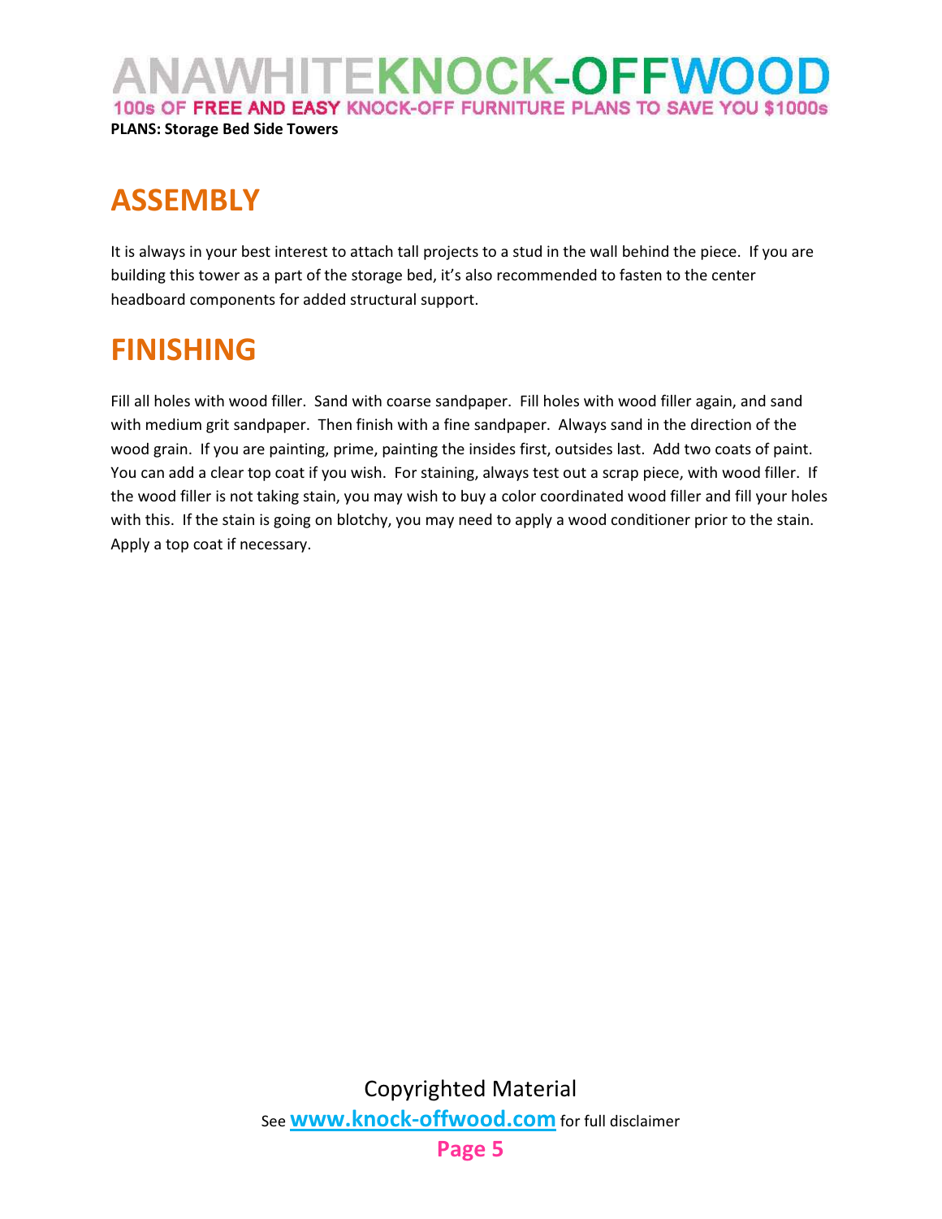## ASSEMBLY

It is always in your best interest to attach tall projects to a stud in the wall behind the piece. If you are building this tower as a part of the storage bed, it's also recommended to fasten to the center headboard components for added structural support.

## FINISHING

Fill all holes with wood filler. Sand with coarse sandpaper. Fill holes with wood filler again, and sand with medium grit sandpaper. Then finish with a fine sandpaper. Always sand in the direction of the wood grain. If you are painting, prime, painting the insides first, outsides last. Add two coats of paint. You can add a clear top coat if you wish. For staining, always test out a scrap piece, with wood filler. If the wood filler is not taking stain, you may wish to buy a color coordinated wood filler and fill your holes with this. If the stain is going on blotchy, you may need to apply a wood conditioner prior to the stain. Apply a top coat if necessary.